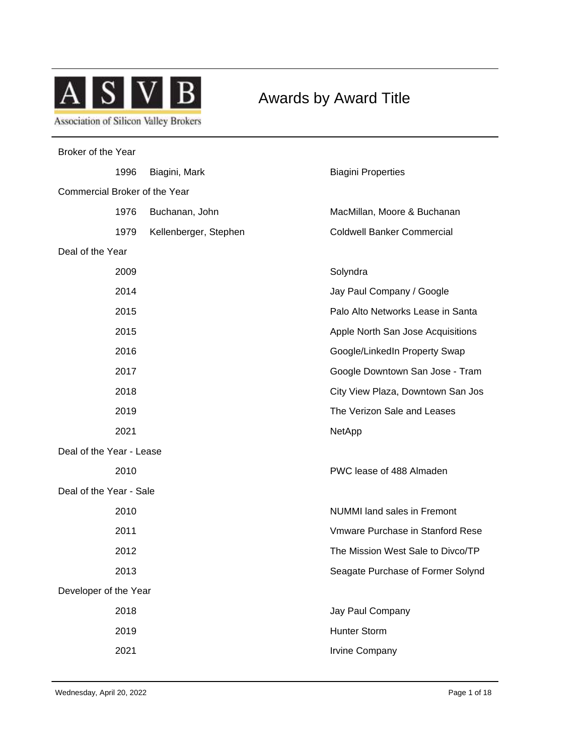ASVB

Association of Silicon Valley Brokers

# Awards by Award Title

## Broker of the Year

| Year | Name | Company |
|---|---|---|
| 1996 | Biagini, Mark | Biagini Properties |

## Commercial Broker of the Year

| Year | Name | Company |
|---|---|---|
| 1976 | Buchanan, John | MacMillan, Moore & Buchanan |
| 1979 | Kellenberger, Stephen | Coldwell Banker Commercial |

## Deal of the Year

| Year | Name | Company |
|---|---|---|
| 2009 | | Solyndra |
| 2014 | | Jay Paul Company / Google |
| 2015 | | Palo Alto Networks Lease in Santa |
| 2015 | | Apple North San Jose Acquisitions |
| 2016 | | Google/LinkedIn Property Swap |
| 2017 | | Google Downtown San Jose - Tram |
| 2018 | | City View Plaza, Downtown San Jos |
| 2019 | | The Verizon Sale and Leases |
| 2021 | | NetApp |

## Deal of the Year - Lease

| Year | Name | Company |
|---|---|---|
| 2010 | | PWC lease of 488 Almaden |

## Deal of the Year - Sale

| Year | Name | Company |
|---|---|---|
| 2010 | | NUMMI land sales in Fremont |
| 2011 | | Vmware Purchase in Stanford Rese |
| 2012 | | The Mission West Sale to Divco/TP |
| 2013 | | Seagate Purchase of Former Solynd |

## Developer of the Year

| Year | Name | Company |
|---|---|---|
| 2018 | | Jay Paul Company |
| 2019 | | Hunter Storm |
| 2021 | | Irvine Company |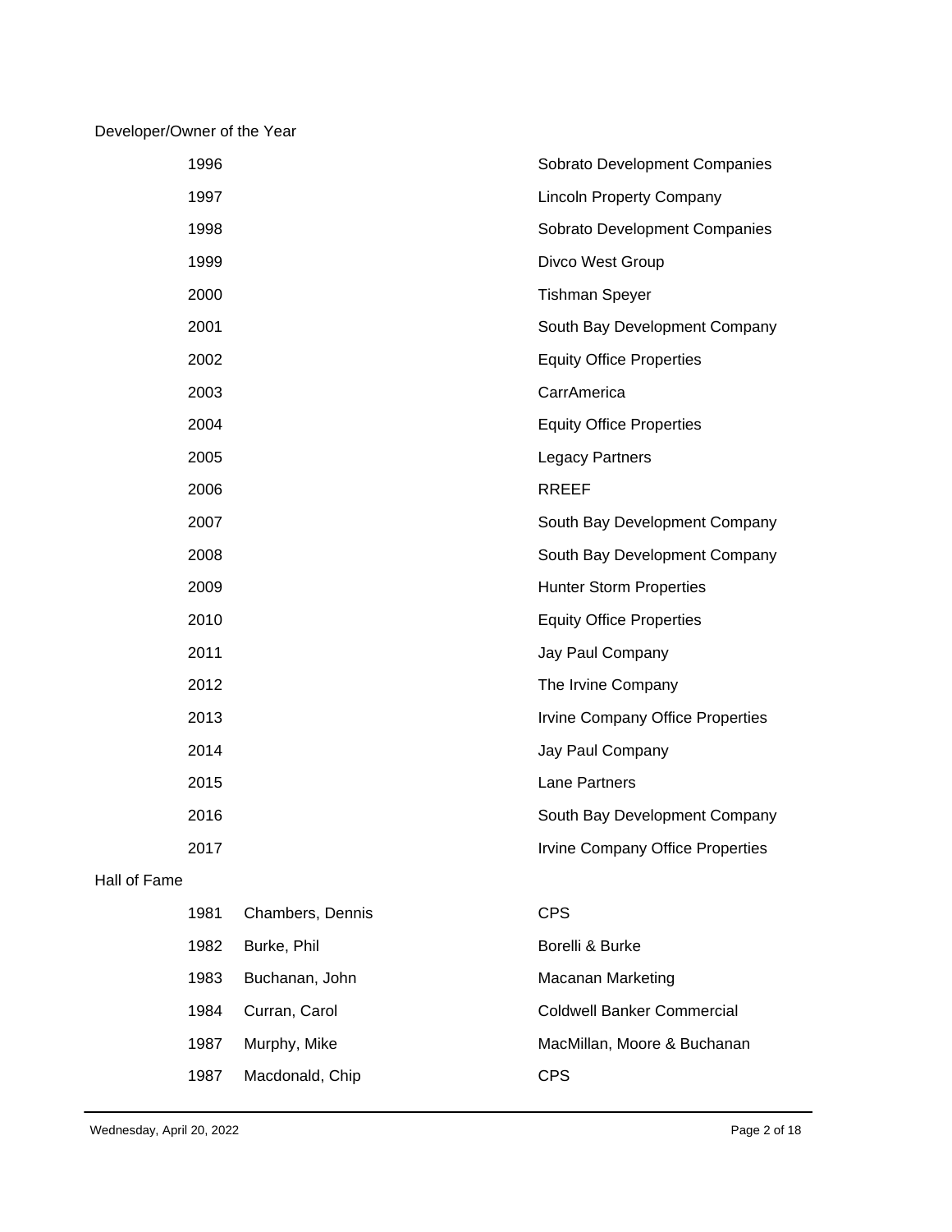## Developer/Owner of the Year

| Year | Company |
|---|---|
| 1996 | Sobrato Development Companies |
| 1997 | Lincoln Property Company |
| 1998 | Sobrato Development Companies |
| 1999 | Divco West Group |
| 2000 | Tishman Speyer |
| 2001 | South Bay Development Company |
| 2002 | Equity Office Properties |
| 2003 | CarrAmerica |
| 2004 | Equity Office Properties |
| 2005 | Legacy Partners |
| 2006 | RREEF |
| 2007 | South Bay Development Company |
| 2008 | South Bay Development Company |
| 2009 | Hunter Storm Properties |
| 2010 | Equity Office Properties |
| 2011 | Jay Paul Company |
| 2012 | The Irvine Company |
| 2013 | Irvine Company Office Properties |
| 2014 | Jay Paul Company |
| 2015 | Lane Partners |
| 2016 | South Bay Development Company |
| 2017 | Irvine Company Office Properties |

## Hall of Fame

| Year | Name | Company |
|---|---|---|
| 1981 | Chambers, Dennis | CPS |
| 1982 | Burke, Phil | Borelli & Burke |
| 1983 | Buchanan, John | Macanan Marketing |
| 1984 | Curran, Carol | Coldwell Banker Commercial |
| 1987 | Murphy, Mike | MacMillan, Moore & Buchanan |
| 1987 | Macdonald, Chip | CPS |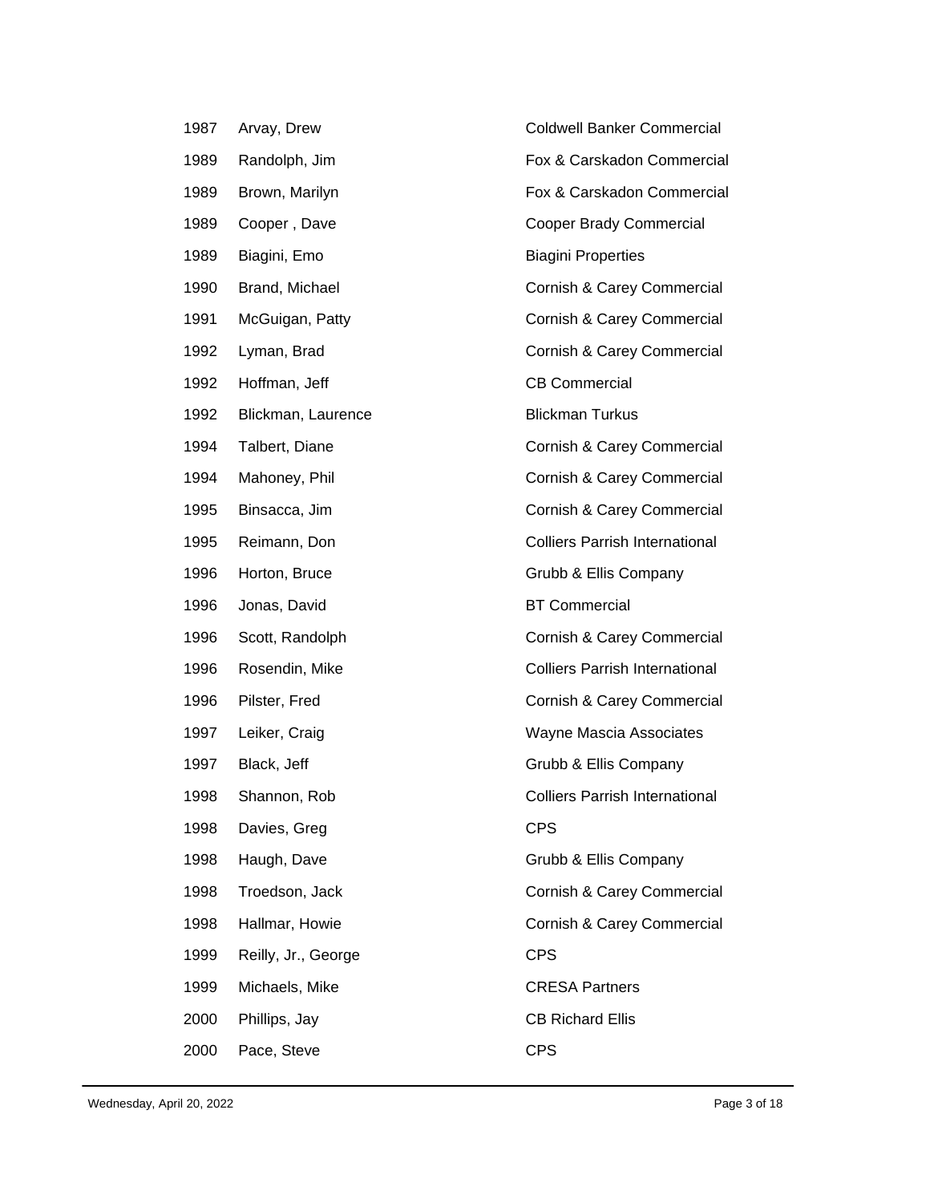| | | |
|---|---|---|
| 1987 | Arvay, Drew | Coldwell Banker Commercial |
| 1989 | Randolph, Jim | Fox & Carskadon Commercial |
| 1989 | Brown, Marilyn | Fox & Carskadon Commercial |
| 1989 | Cooper , Dave | Cooper Brady Commercial |
| 1989 | Biagini, Emo | Biagini Properties |
| 1990 | Brand, Michael | Cornish & Carey Commercial |
| 1991 | McGuigan, Patty | Cornish & Carey Commercial |
| 1992 | Lyman, Brad | Cornish & Carey Commercial |
| 1992 | Hoffman, Jeff | CB Commercial |
| 1992 | Blickman, Laurence | Blickman Turkus |
| 1994 | Talbert, Diane | Cornish & Carey Commercial |
| 1994 | Mahoney, Phil | Cornish & Carey Commercial |
| 1995 | Binsacca, Jim | Cornish & Carey Commercial |
| 1995 | Reimann, Don | Colliers Parrish International |
| 1996 | Horton, Bruce | Grubb & Ellis Company |
| 1996 | Jonas, David | BT Commercial |
| 1996 | Scott, Randolph | Cornish & Carey Commercial |
| 1996 | Rosendin, Mike | Colliers Parrish International |
| 1996 | Pilster, Fred | Cornish & Carey Commercial |
| 1997 | Leiker, Craig | Wayne Mascia Associates |
| 1997 | Black, Jeff | Grubb & Ellis Company |
| 1998 | Shannon, Rob | Colliers Parrish International |
| 1998 | Davies, Greg | CPS |
| 1998 | Haugh, Dave | Grubb & Ellis Company |
| 1998 | Troedson, Jack | Cornish & Carey Commercial |
| 1998 | Hallmar, Howie | Cornish & Carey Commercial |
| 1999 | Reilly, Jr., George | CPS |
| 1999 | Michaels, Mike | CRESA Partners |
| 2000 | Phillips, Jay | CB Richard Ellis |
| 2000 | Pace, Steve | CPS |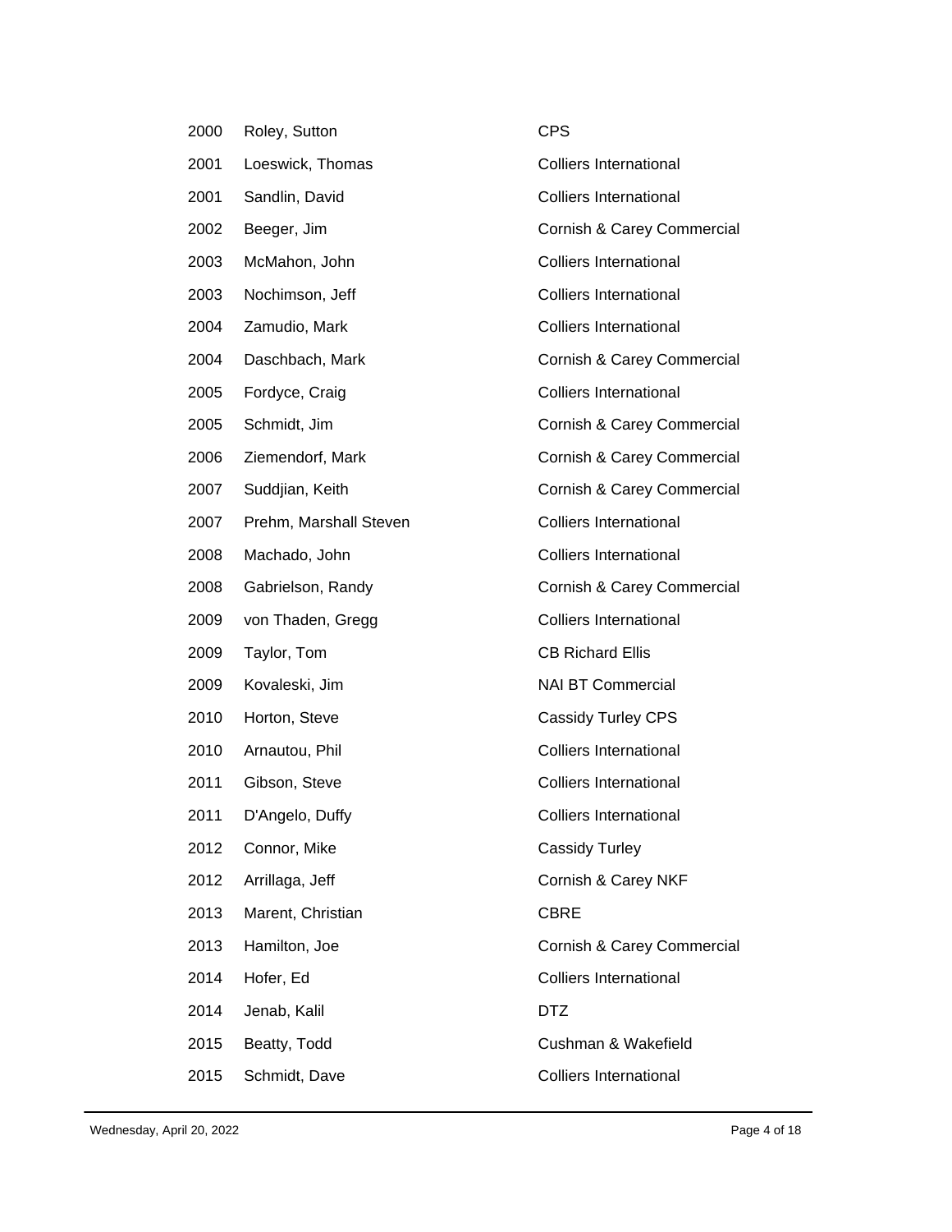| | | |
|---|---|---|
| 2000 | Roley, Sutton | CPS |
| 2001 | Loeswick, Thomas | Colliers International |
| 2001 | Sandlin, David | Colliers International |
| 2002 | Beeger, Jim | Cornish & Carey Commercial |
| 2003 | McMahon, John | Colliers International |
| 2003 | Nochimson, Jeff | Colliers International |
| 2004 | Zamudio, Mark | Colliers International |
| 2004 | Daschbach, Mark | Cornish & Carey Commercial |
| 2005 | Fordyce, Craig | Colliers International |
| 2005 | Schmidt, Jim | Cornish & Carey Commercial |
| 2006 | Ziemendorf, Mark | Cornish & Carey Commercial |
| 2007 | Suddjian, Keith | Cornish & Carey Commercial |
| 2007 | Prehm, Marshall Steven | Colliers International |
| 2008 | Machado, John | Colliers International |
| 2008 | Gabrielson, Randy | Cornish & Carey Commercial |
| 2009 | von Thaden, Gregg | Colliers International |
| 2009 | Taylor, Tom | CB Richard Ellis |
| 2009 | Kovaleski, Jim | NAI BT Commercial |
| 2010 | Horton, Steve | Cassidy Turley CPS |
| 2010 | Arnautou, Phil | Colliers International |
| 2011 | Gibson, Steve | Colliers International |
| 2011 | D'Angelo, Duffy | Colliers International |
| 2012 | Connor, Mike | Cassidy Turley |
| 2012 | Arrillaga, Jeff | Cornish & Carey NKF |
| 2013 | Marent, Christian | CBRE |
| 2013 | Hamilton, Joe | Cornish & Carey Commercial |
| 2014 | Hofer, Ed | Colliers International |
| 2014 | Jenab, Kalil | DTZ |
| 2015 | Beatty, Todd | Cushman & Wakefield |
| 2015 | Schmidt, Dave | Colliers International |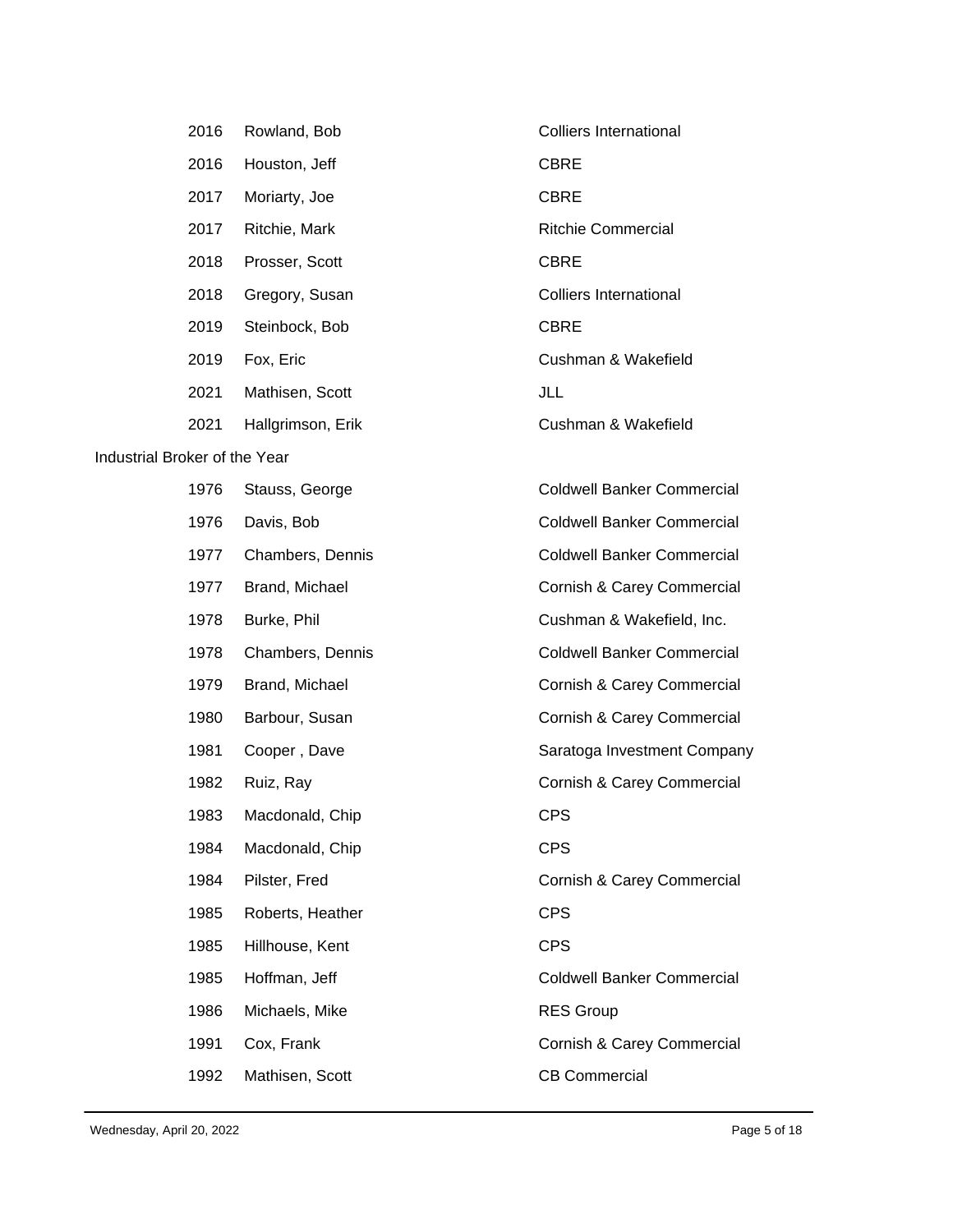| | | |
|---|---|---|
| 2016 | Rowland, Bob | Colliers International |
| 2016 | Houston, Jeff | CBRE |
| 2017 | Moriarty, Joe | CBRE |
| 2017 | Ritchie, Mark | Ritchie Commercial |
| 2018 | Prosser, Scott | CBRE |
| 2018 | Gregory, Susan | Colliers International |
| 2019 | Steinbock, Bob | CBRE |
| 2019 | Fox, Eric | Cushman & Wakefield |
| 2021 | Mathisen, Scott | JLL |
| 2021 | Hallgrimson, Erik | Cushman & Wakefield |

Industrial Broker of the Year

| | | |
|---|---|---|
| 1976 | Stauss, George | Coldwell Banker Commercial |
| 1976 | Davis, Bob | Coldwell Banker Commercial |
| 1977 | Chambers, Dennis | Coldwell Banker Commercial |
| 1977 | Brand, Michael | Cornish & Carey Commercial |
| 1978 | Burke, Phil | Cushman & Wakefield, Inc. |
| 1978 | Chambers, Dennis | Coldwell Banker Commercial |
| 1979 | Brand, Michael | Cornish & Carey Commercial |
| 1980 | Barbour, Susan | Cornish & Carey Commercial |
| 1981 | Cooper , Dave | Saratoga Investment Company |
| 1982 | Ruiz, Ray | Cornish & Carey Commercial |
| 1983 | Macdonald, Chip | CPS |
| 1984 | Macdonald, Chip | CPS |
| 1984 | Pilster, Fred | Cornish & Carey Commercial |
| 1985 | Roberts, Heather | CPS |
| 1985 | Hillhouse, Kent | CPS |
| 1985 | Hoffman, Jeff | Coldwell Banker Commercial |
| 1986 | Michaels, Mike | RES Group |
| 1991 | Cox, Frank | Cornish & Carey Commercial |
| 1992 | Mathisen, Scott | CB Commercial |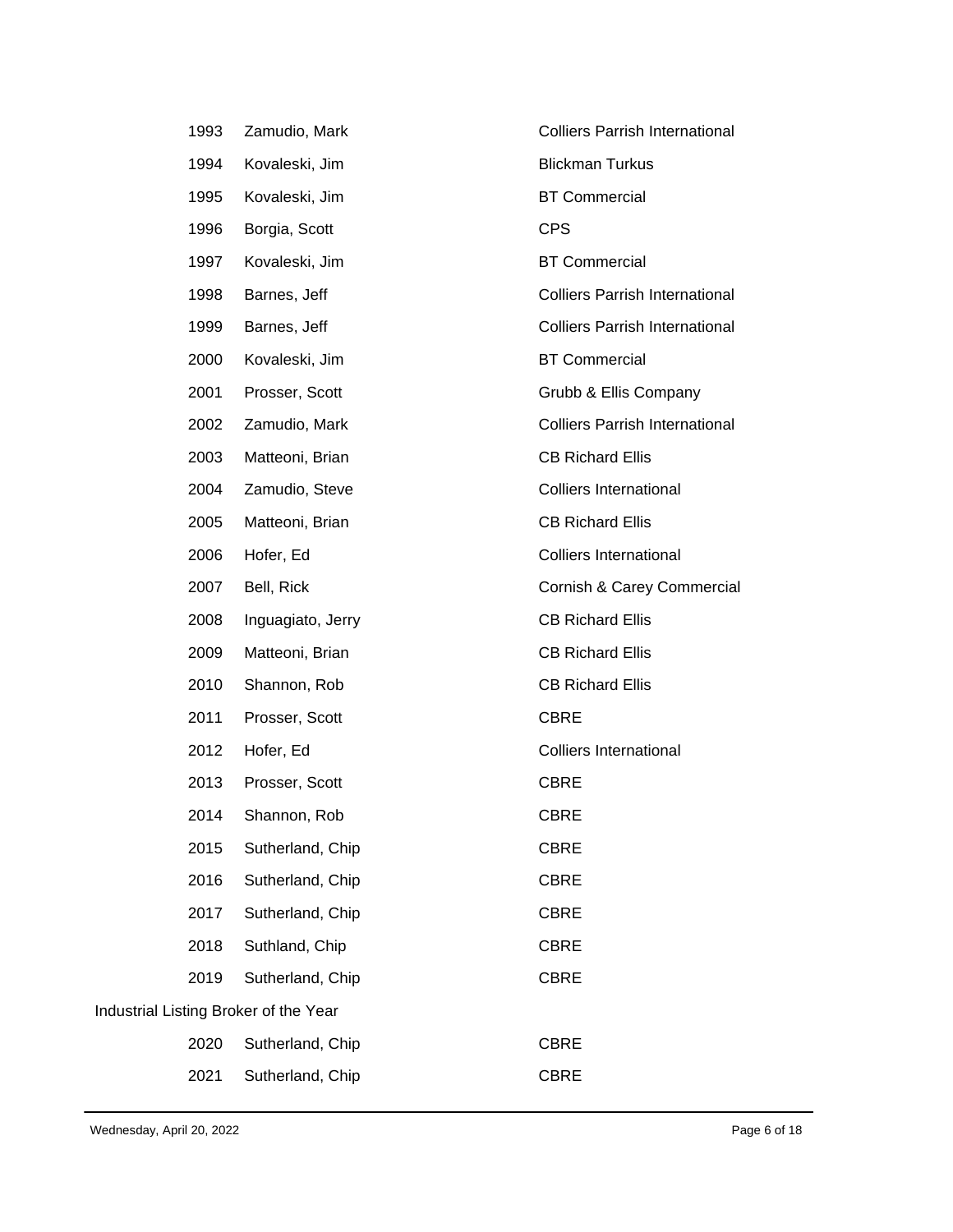| | | |
|---|---|---|
| 1993 | Zamudio, Mark | Colliers Parrish International |
| 1994 | Kovaleski, Jim | Blickman Turkus |
| 1995 | Kovaleski, Jim | BT Commercial |
| 1996 | Borgia, Scott | CPS |
| 1997 | Kovaleski, Jim | BT Commercial |
| 1998 | Barnes, Jeff | Colliers Parrish International |
| 1999 | Barnes, Jeff | Colliers Parrish International |
| 2000 | Kovaleski, Jim | BT Commercial |
| 2001 | Prosser, Scott | Grubb & Ellis Company |
| 2002 | Zamudio, Mark | Colliers Parrish International |
| 2003 | Matteoni, Brian | CB Richard Ellis |
| 2004 | Zamudio, Steve | Colliers International |
| 2005 | Matteoni, Brian | CB Richard Ellis |
| 2006 | Hofer, Ed | Colliers International |
| 2007 | Bell, Rick | Cornish & Carey Commercial |
| 2008 | Inguagiato, Jerry | CB Richard Ellis |
| 2009 | Matteoni, Brian | CB Richard Ellis |
| 2010 | Shannon, Rob | CB Richard Ellis |
| 2011 | Prosser, Scott | CBRE |
| 2012 | Hofer, Ed | Colliers International |
| 2013 | Prosser, Scott | CBRE |
| 2014 | Shannon, Rob | CBRE |
| 2015 | Sutherland, Chip | CBRE |
| 2016 | Sutherland, Chip | CBRE |
| 2017 | Sutherland, Chip | CBRE |
| 2018 | Suthland, Chip | CBRE |
| 2019 | Sutherland, Chip | CBRE |

Industrial Listing Broker of the Year

| | | |
|---|---|---|
| 2020 | Sutherland, Chip | CBRE |
| 2021 | Sutherland, Chip | CBRE |

Wednesday, April 20, 2022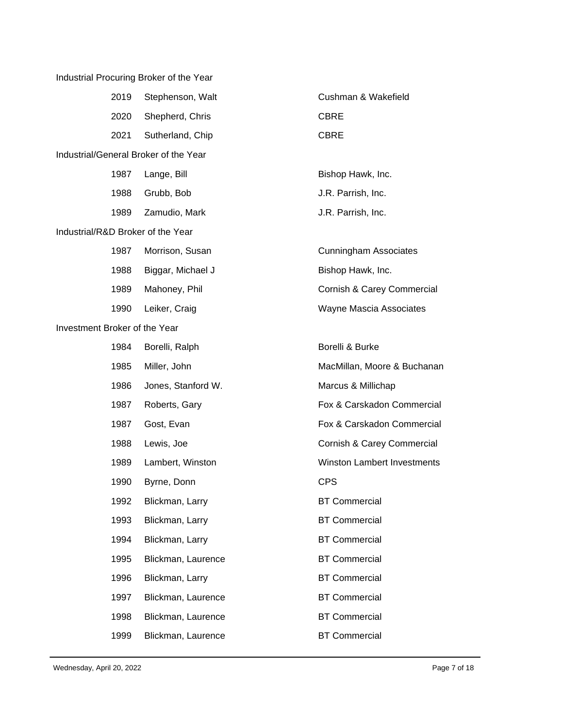Industrial Procuring Broker of the Year

| | | |
|---|---|---|
| 2019 | Stephenson, Walt | Cushman & Wakefield |
| 2020 | Shepherd, Chris | CBRE |
| 2021 | Sutherland, Chip | CBRE |

Industrial/General Broker of the Year

| | | |
|---|---|---|
| 1987 | Lange, Bill | Bishop Hawk, Inc. |
| 1988 | Grubb, Bob | J.R. Parrish, Inc. |
| 1989 | Zamudio, Mark | J.R. Parrish, Inc. |

Industrial/R&D Broker of the Year

| | | |
|---|---|---|
| 1987 | Morrison, Susan | Cunningham Associates |
| 1988 | Biggar, Michael J | Bishop Hawk, Inc. |
| 1989 | Mahoney, Phil | Cornish & Carey Commercial |
| 1990 | Leiker, Craig | Wayne Mascia Associates |

Investment Broker of the Year

| | | |
|---|---|---|
| 1984 | Borelli, Ralph | Borelli & Burke |
| 1985 | Miller, John | MacMillan, Moore & Buchanan |
| 1986 | Jones, Stanford W. | Marcus & Millichap |
| 1987 | Roberts, Gary | Fox & Carskadon Commercial |
| 1987 | Gost, Evan | Fox & Carskadon Commercial |
| 1988 | Lewis, Joe | Cornish & Carey Commercial |
| 1989 | Lambert, Winston | Winston Lambert Investments |
| 1990 | Byrne, Donn | CPS |
| 1992 | Blickman, Larry | BT Commercial |
| 1993 | Blickman, Larry | BT Commercial |
| 1994 | Blickman, Larry | BT Commercial |
| 1995 | Blickman, Laurence | BT Commercial |
| 1996 | Blickman, Larry | BT Commercial |
| 1997 | Blickman, Laurence | BT Commercial |
| 1998 | Blickman, Laurence | BT Commercial |
| 1999 | Blickman, Laurence | BT Commercial |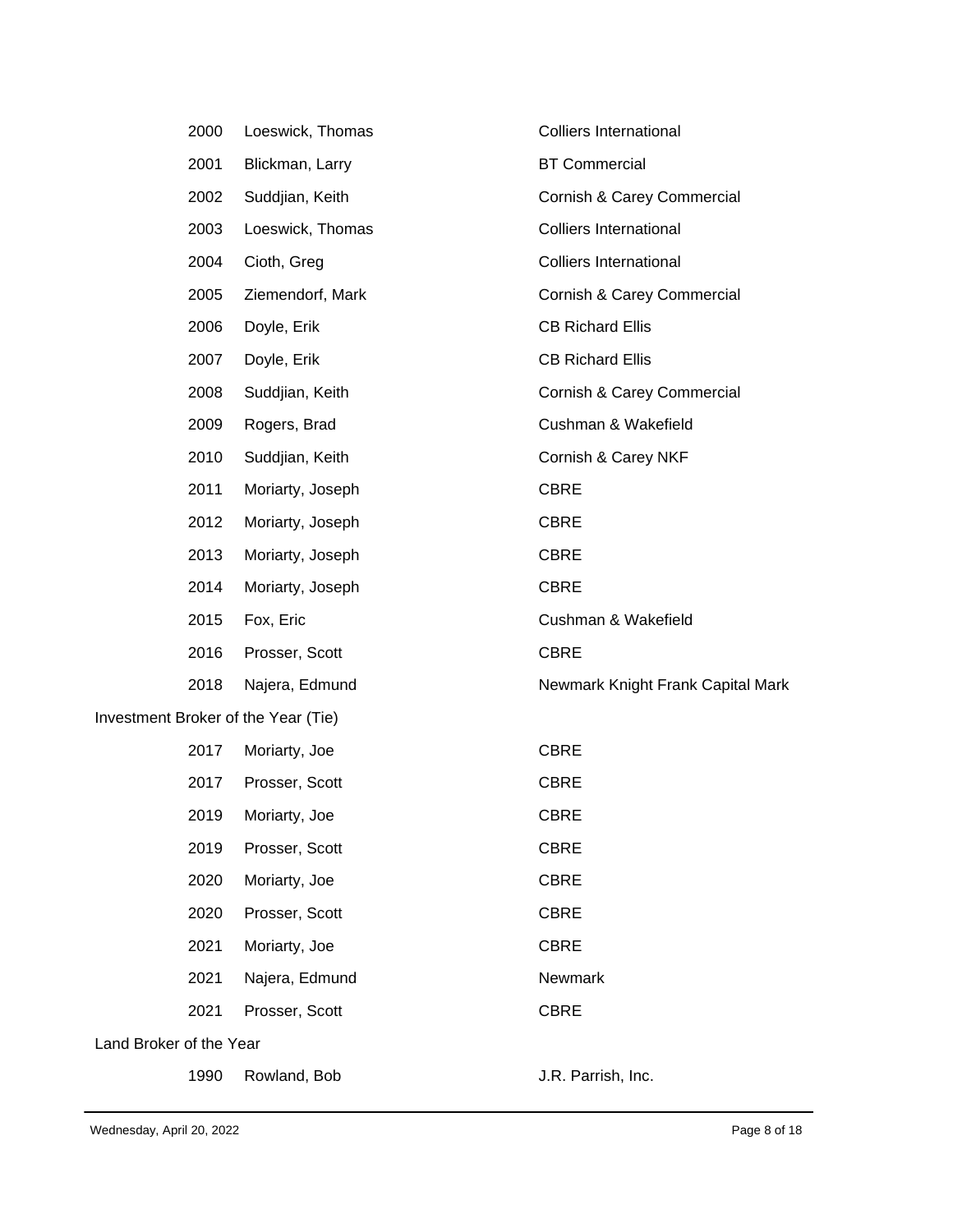| Year | Name | Company |
|---|---|---|
| 2000 | Loeswick, Thomas | Colliers International |
| 2001 | Blickman, Larry | BT Commercial |
| 2002 | Suddjian, Keith | Cornish & Carey Commercial |
| 2003 | Loeswick, Thomas | Colliers International |
| 2004 | Cioth, Greg | Colliers International |
| 2005 | Ziemendorf, Mark | Cornish & Carey Commercial |
| 2006 | Doyle, Erik | CB Richard Ellis |
| 2007 | Doyle, Erik | CB Richard Ellis |
| 2008 | Suddjian, Keith | Cornish & Carey Commercial |
| 2009 | Rogers, Brad | Cushman & Wakefield |
| 2010 | Suddjian, Keith | Cornish & Carey NKF |
| 2011 | Moriarty, Joseph | CBRE |
| 2012 | Moriarty, Joseph | CBRE |
| 2013 | Moriarty, Joseph | CBRE |
| 2014 | Moriarty, Joseph | CBRE |
| 2015 | Fox, Eric | Cushman & Wakefield |
| 2016 | Prosser, Scott | CBRE |
| 2018 | Najera, Edmund | Newmark Knight Frank Capital Mark |

Investment Broker of the Year (Tie)

| Year | Name | Company |
|---|---|---|
| 2017 | Moriarty, Joe | CBRE |
| 2017 | Prosser, Scott | CBRE |
| 2019 | Moriarty, Joe | CBRE |
| 2019 | Prosser, Scott | CBRE |
| 2020 | Moriarty, Joe | CBRE |
| 2020 | Prosser, Scott | CBRE |
| 2021 | Moriarty, Joe | CBRE |
| 2021 | Najera, Edmund | Newmark |
| 2021 | Prosser, Scott | CBRE |

Land Broker of the Year

| Year | Name | Company |
|---|---|---|
| 1990 | Rowland, Bob | J.R. Parrish, Inc. |

Wednesday, April 20, 2022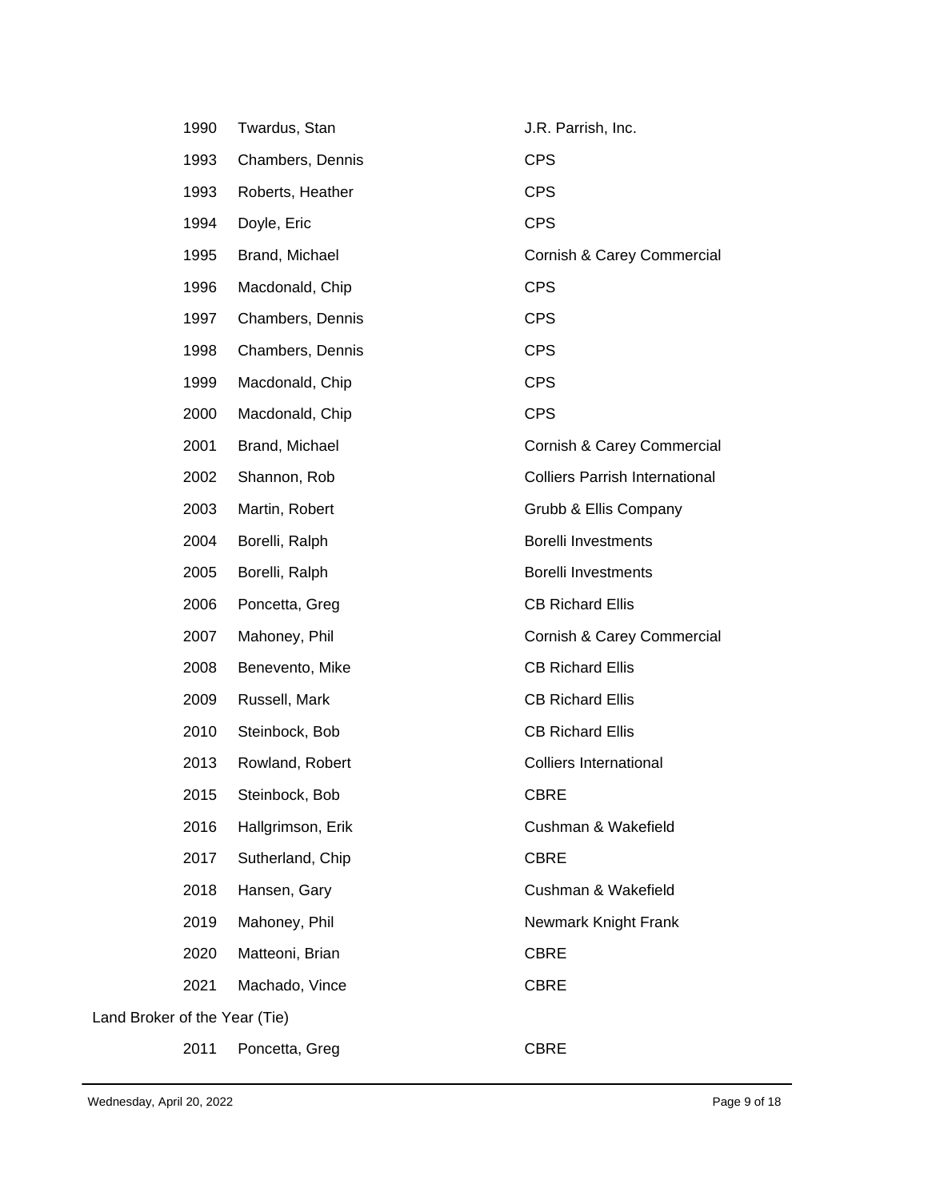| | | |
|---|---|---|
| 1990 | Twardus, Stan | J.R. Parrish, Inc. |
| 1993 | Chambers, Dennis | CPS |
| 1993 | Roberts, Heather | CPS |
| 1994 | Doyle, Eric | CPS |
| 1995 | Brand, Michael | Cornish & Carey Commercial |
| 1996 | Macdonald, Chip | CPS |
| 1997 | Chambers, Dennis | CPS |
| 1998 | Chambers, Dennis | CPS |
| 1999 | Macdonald, Chip | CPS |
| 2000 | Macdonald, Chip | CPS |
| 2001 | Brand, Michael | Cornish & Carey Commercial |
| 2002 | Shannon, Rob | Colliers Parrish International |
| 2003 | Martin, Robert | Grubb & Ellis Company |
| 2004 | Borelli, Ralph | Borelli Investments |
| 2005 | Borelli, Ralph | Borelli Investments |
| 2006 | Poncetta, Greg | CB Richard Ellis |
| 2007 | Mahoney, Phil | Cornish & Carey Commercial |
| 2008 | Benevento, Mike | CB Richard Ellis |
| 2009 | Russell, Mark | CB Richard Ellis |
| 2010 | Steinbock, Bob | CB Richard Ellis |
| 2013 | Rowland, Robert | Colliers International |
| 2015 | Steinbock, Bob | CBRE |
| 2016 | Hallgrimson, Erik | Cushman & Wakefield |
| 2017 | Sutherland, Chip | CBRE |
| 2018 | Hansen, Gary | Cushman & Wakefield |
| 2019 | Mahoney, Phil | Newmark Knight Frank |
| 2020 | Matteoni, Brian | CBRE |
| 2021 | Machado, Vince | CBRE |

Land Broker of the Year (Tie)

| | | |
|---|---|---|
| 2011 | Poncetta, Greg | CBRE |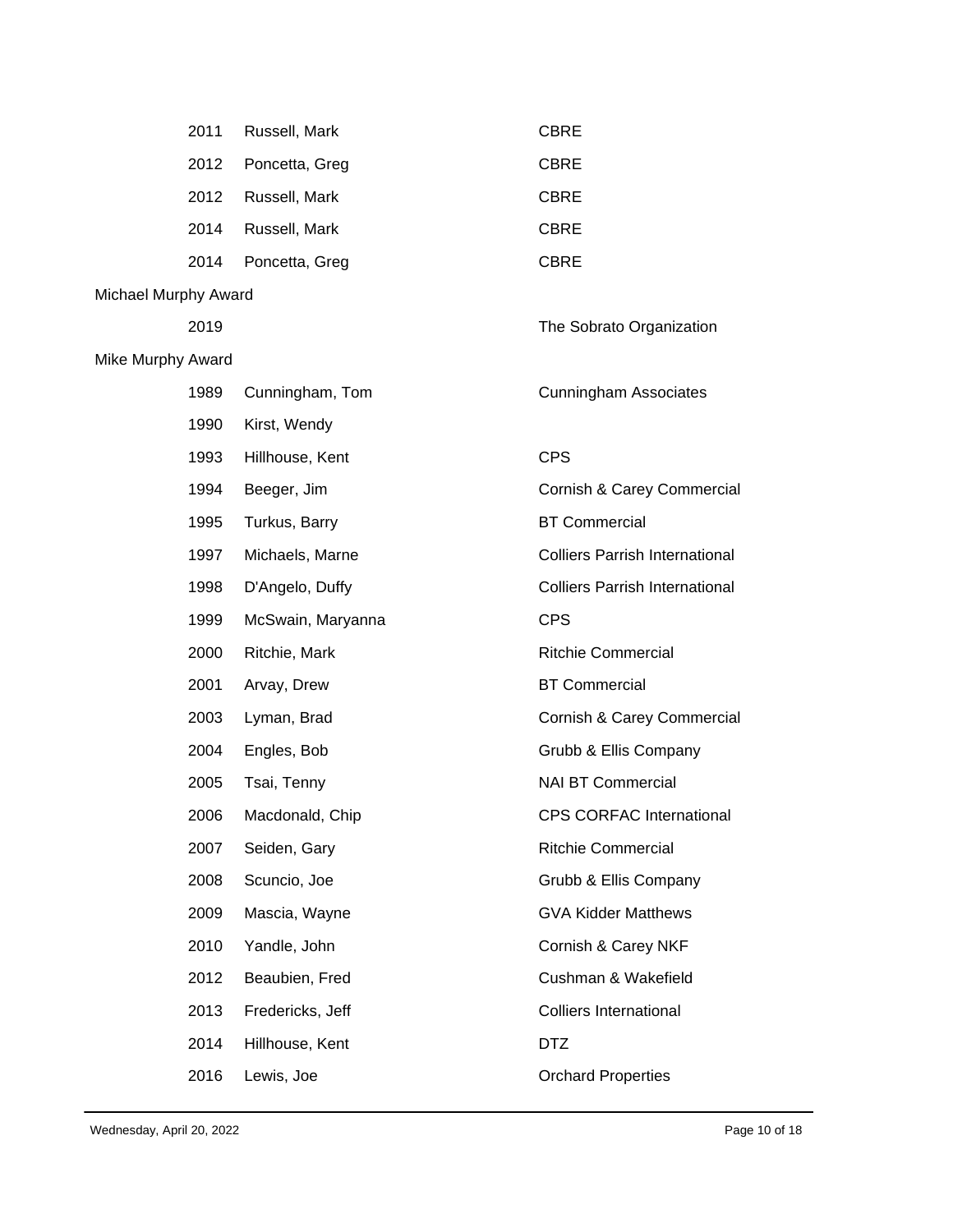| Year | Name | Company |
|---|---|---|
| 2011 | Russell, Mark | CBRE |
| 2012 | Poncetta, Greg | CBRE |
| 2012 | Russell, Mark | CBRE |
| 2014 | Russell, Mark | CBRE |
| 2014 | Poncetta, Greg | CBRE |

Michael Murphy Award

| Year | Name | Company |
|---|---|---|
| 2019 | | The Sobrato Organization |

Mike Murphy Award

| Year | Name | Company |
|---|---|---|
| 1989 | Cunningham, Tom | Cunningham Associates |
| 1990 | Kirst, Wendy | |
| 1993 | Hillhouse, Kent | CPS |
| 1994 | Beeger, Jim | Cornish & Carey Commercial |
| 1995 | Turkus, Barry | BT Commercial |
| 1997 | Michaels, Marne | Colliers Parrish International |
| 1998 | D'Angelo, Duffy | Colliers Parrish International |
| 1999 | McSwain, Maryanna | CPS |
| 2000 | Ritchie, Mark | Ritchie Commercial |
| 2001 | Arvay, Drew | BT Commercial |
| 2003 | Lyman, Brad | Cornish & Carey Commercial |
| 2004 | Engles, Bob | Grubb & Ellis Company |
| 2005 | Tsai, Tenny | NAI BT Commercial |
| 2006 | Macdonald, Chip | CPS CORFAC International |
| 2007 | Seiden, Gary | Ritchie Commercial |
| 2008 | Scuncio, Joe | Grubb & Ellis Company |
| 2009 | Mascia, Wayne | GVA Kidder Matthews |
| 2010 | Yandle, John | Cornish & Carey NKF |
| 2012 | Beaubien, Fred | Cushman & Wakefield |
| 2013 | Fredericks, Jeff | Colliers International |
| 2014 | Hillhouse, Kent | DTZ |
| 2016 | Lewis, Joe | Orchard Properties |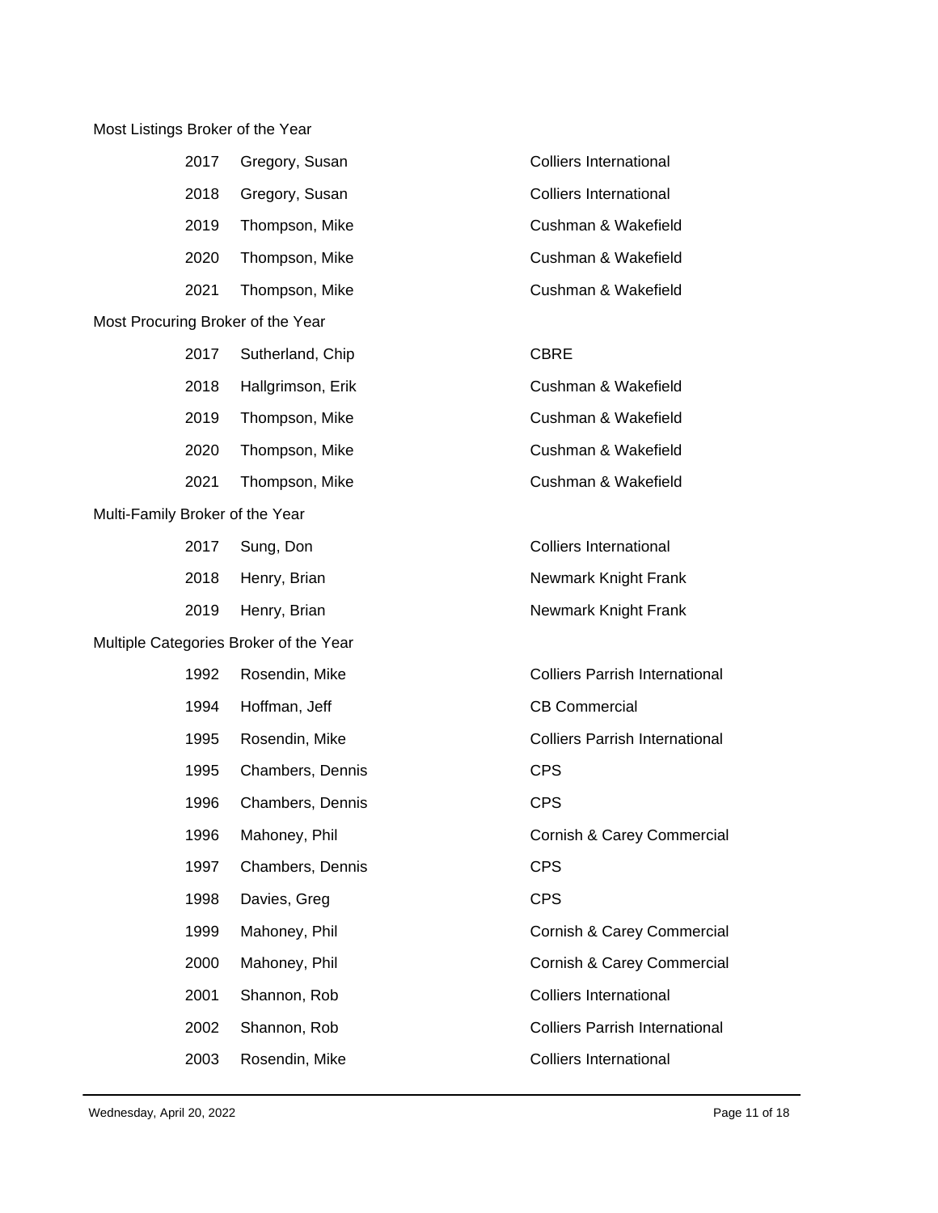### Most Listings Broker of the Year

| Year | Name | Company |
|---|---|---|
| 2017 | Gregory, Susan | Colliers International |
| 2018 | Gregory, Susan | Colliers International |
| 2019 | Thompson, Mike | Cushman & Wakefield |
| 2020 | Thompson, Mike | Cushman & Wakefield |
| 2021 | Thompson, Mike | Cushman & Wakefield |

### Most Procuring Broker of the Year

| Year | Name | Company |
|---|---|---|
| 2017 | Sutherland, Chip | CBRE |
| 2018 | Hallgrimson, Erik | Cushman & Wakefield |
| 2019 | Thompson, Mike | Cushman & Wakefield |
| 2020 | Thompson, Mike | Cushman & Wakefield |
| 2021 | Thompson, Mike | Cushman & Wakefield |

### Multi-Family Broker of the Year

| Year | Name | Company |
|---|---|---|
| 2017 | Sung, Don | Colliers International |
| 2018 | Henry, Brian | Newmark Knight Frank |
| 2019 | Henry, Brian | Newmark Knight Frank |

### Multiple Categories Broker of the Year

| Year | Name | Company |
|---|---|---|
| 1992 | Rosendin, Mike | Colliers Parrish International |
| 1994 | Hoffman, Jeff | CB Commercial |
| 1995 | Rosendin, Mike | Colliers Parrish International |
| 1995 | Chambers, Dennis | CPS |
| 1996 | Chambers, Dennis | CPS |
| 1996 | Mahoney, Phil | Cornish & Carey Commercial |
| 1997 | Chambers, Dennis | CPS |
| 1998 | Davies, Greg | CPS |
| 1999 | Mahoney, Phil | Cornish & Carey Commercial |
| 2000 | Mahoney, Phil | Cornish & Carey Commercial |
| 2001 | Shannon, Rob | Colliers International |
| 2002 | Shannon, Rob | Colliers Parrish International |
| 2003 | Rosendin, Mike | Colliers International |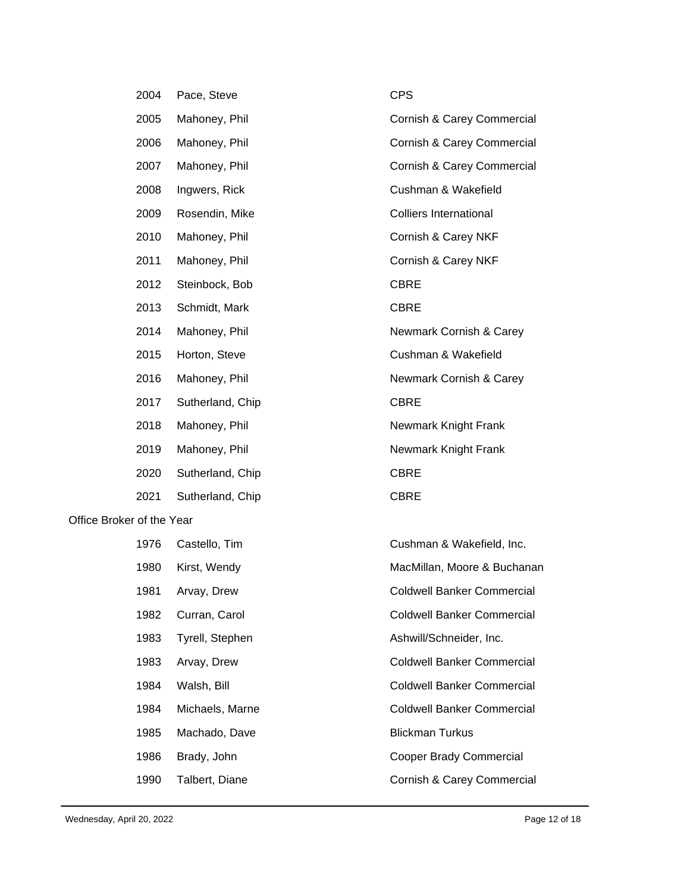| | | |
|---|---|---|
| 2004 | Pace, Steve | CPS |
| 2005 | Mahoney, Phil | Cornish & Carey Commercial |
| 2006 | Mahoney, Phil | Cornish & Carey Commercial |
| 2007 | Mahoney, Phil | Cornish & Carey Commercial |
| 2008 | Ingwers, Rick | Cushman & Wakefield |
| 2009 | Rosendin, Mike | Colliers International |
| 2010 | Mahoney, Phil | Cornish & Carey NKF |
| 2011 | Mahoney, Phil | Cornish & Carey NKF |
| 2012 | Steinbock, Bob | CBRE |
| 2013 | Schmidt, Mark | CBRE |
| 2014 | Mahoney, Phil | Newmark Cornish & Carey |
| 2015 | Horton, Steve | Cushman & Wakefield |
| 2016 | Mahoney, Phil | Newmark Cornish & Carey |
| 2017 | Sutherland, Chip | CBRE |
| 2018 | Mahoney, Phil | Newmark Knight Frank |
| 2019 | Mahoney, Phil | Newmark Knight Frank |
| 2020 | Sutherland, Chip | CBRE |
| 2021 | Sutherland, Chip | CBRE |

Office Broker of the Year

| | | |
|---|---|---|
| 1976 | Castello, Tim | Cushman & Wakefield, Inc. |
| 1980 | Kirst, Wendy | MacMillan, Moore & Buchanan |
| 1981 | Arvay, Drew | Coldwell Banker Commercial |
| 1982 | Curran, Carol | Coldwell Banker Commercial |
| 1983 | Tyrell, Stephen | Ashwill/Schneider, Inc. |
| 1983 | Arvay, Drew | Coldwell Banker Commercial |
| 1984 | Walsh, Bill | Coldwell Banker Commercial |
| 1984 | Michaels, Marne | Coldwell Banker Commercial |
| 1985 | Machado, Dave | Blickman Turkus |
| 1986 | Brady, John | Cooper Brady Commercial |
| 1990 | Talbert, Diane | Cornish & Carey Commercial |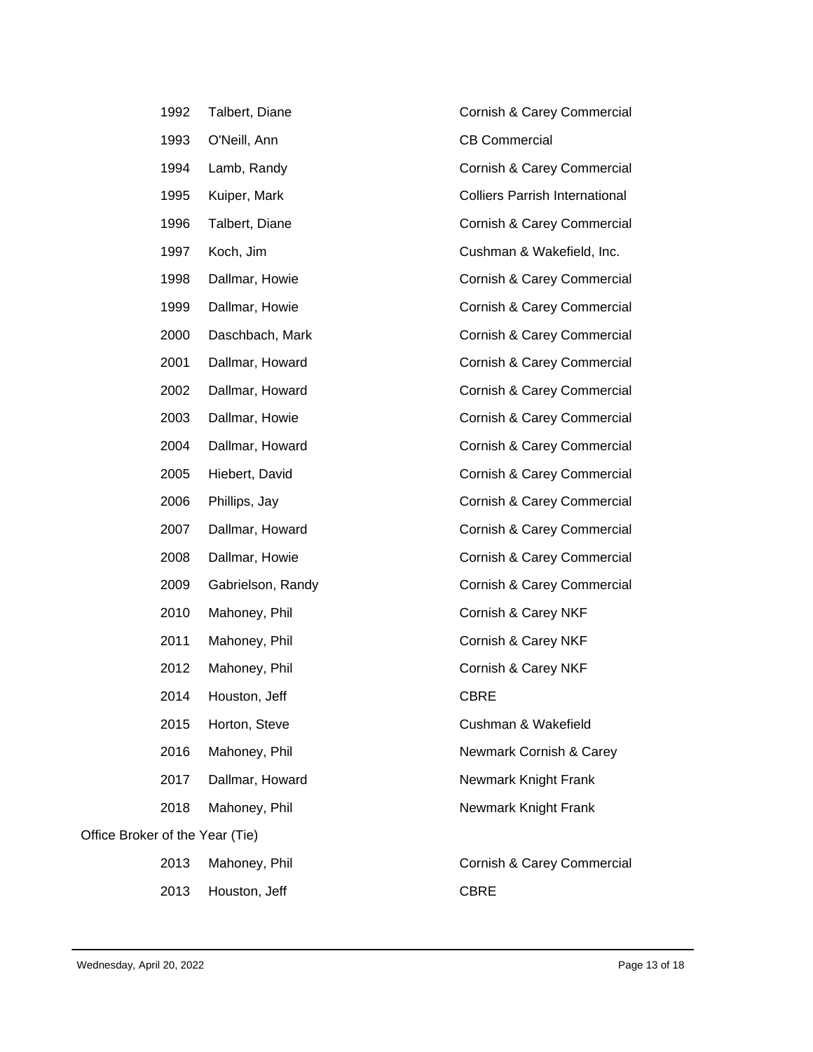| | | |
|---|---|---|
| 1992 | Talbert, Diane | Cornish & Carey Commercial |
| 1993 | O'Neill, Ann | CB Commercial |
| 1994 | Lamb, Randy | Cornish & Carey Commercial |
| 1995 | Kuiper, Mark | Colliers Parrish International |
| 1996 | Talbert, Diane | Cornish & Carey Commercial |
| 1997 | Koch, Jim | Cushman & Wakefield, Inc. |
| 1998 | Dallmar, Howie | Cornish & Carey Commercial |
| 1999 | Dallmar, Howie | Cornish & Carey Commercial |
| 2000 | Daschbach, Mark | Cornish & Carey Commercial |
| 2001 | Dallmar, Howard | Cornish & Carey Commercial |
| 2002 | Dallmar, Howard | Cornish & Carey Commercial |
| 2003 | Dallmar, Howie | Cornish & Carey Commercial |
| 2004 | Dallmar, Howard | Cornish & Carey Commercial |
| 2005 | Hiebert, David | Cornish & Carey Commercial |
| 2006 | Phillips, Jay | Cornish & Carey Commercial |
| 2007 | Dallmar, Howard | Cornish & Carey Commercial |
| 2008 | Dallmar, Howie | Cornish & Carey Commercial |
| 2009 | Gabrielson, Randy | Cornish & Carey Commercial |
| 2010 | Mahoney, Phil | Cornish & Carey NKF |
| 2011 | Mahoney, Phil | Cornish & Carey NKF |
| 2012 | Mahoney, Phil | Cornish & Carey NKF |
| 2014 | Houston, Jeff | CBRE |
| 2015 | Horton, Steve | Cushman & Wakefield |
| 2016 | Mahoney, Phil | Newmark Cornish & Carey |
| 2017 | Dallmar, Howard | Newmark Knight Frank |
| 2018 | Mahoney, Phil | Newmark Knight Frank |

Office Broker of the Year (Tie)

| | | |
|---|---|---|
| 2013 | Mahoney, Phil | Cornish & Carey Commercial |
| 2013 | Houston, Jeff | CBRE |

Wednesday, April 20, 2022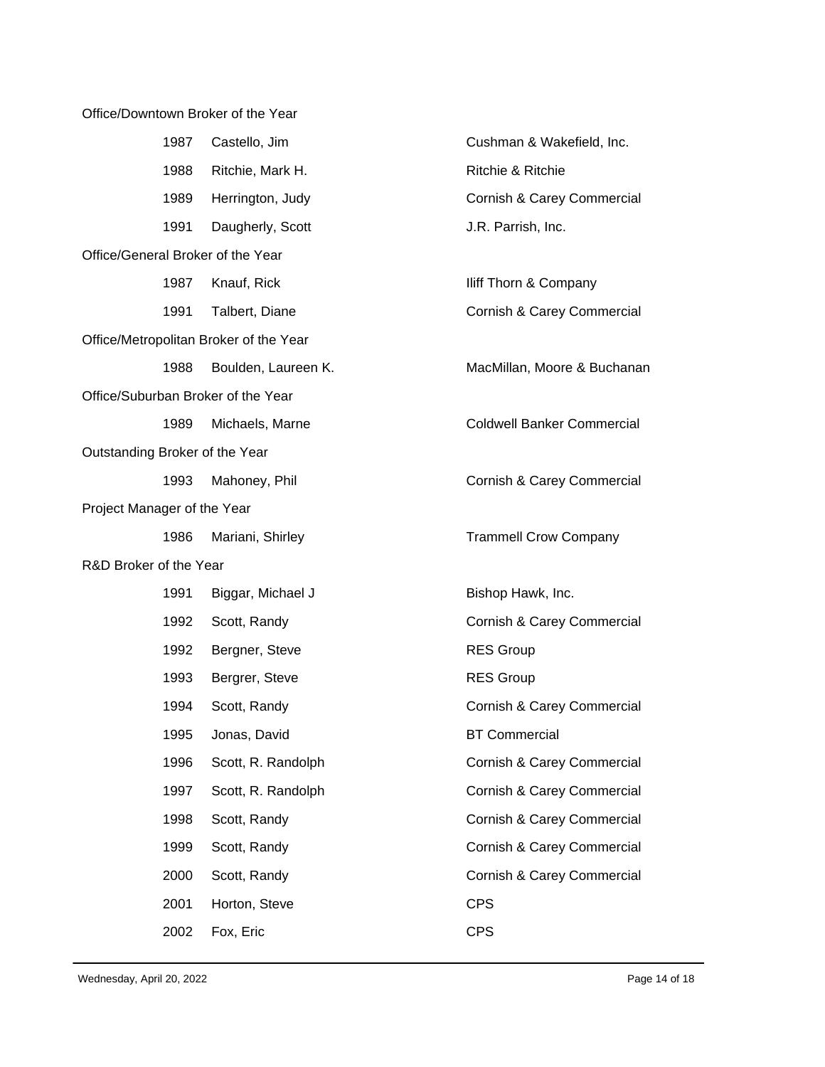Office/Downtown Broker of the Year

| | | |
|---|---|---|
| 1987 | Castello, Jim | Cushman & Wakefield, Inc. |
| 1988 | Ritchie, Mark H. | Ritchie & Ritchie |
| 1989 | Herrington, Judy | Cornish & Carey Commercial |
| 1991 | Daugherly, Scott | J.R. Parrish, Inc. |

Office/General Broker of the Year

| | | |
|---|---|---|
| 1987 | Knauf, Rick | Iliff Thorn & Company |
| 1991 | Talbert, Diane | Cornish & Carey Commercial |

Office/Metropolitan Broker of the Year

| | | |
|---|---|---|
| 1988 | Boulden, Laureen K. | MacMillan, Moore & Buchanan |

Office/Suburban Broker of the Year

| | | |
|---|---|---|
| 1989 | Michaels, Marne | Coldwell Banker Commercial |

Outstanding Broker of the Year

| | | |
|---|---|---|
| 1993 | Mahoney, Phil | Cornish & Carey Commercial |

Project Manager of the Year

| | | |
|---|---|---|
| 1986 | Mariani, Shirley | Trammell Crow Company |

R&D Broker of the Year

| | | |
|---|---|---|
| 1991 | Biggar, Michael J | Bishop Hawk, Inc. |
| 1992 | Scott, Randy | Cornish & Carey Commercial |
| 1992 | Bergner, Steve | RES Group |
| 1993 | Bergrer, Steve | RES Group |
| 1994 | Scott, Randy | Cornish & Carey Commercial |
| 1995 | Jonas, David | BT Commercial |
| 1996 | Scott, R. Randolph | Cornish & Carey Commercial |
| 1997 | Scott, R. Randolph | Cornish & Carey Commercial |
| 1998 | Scott, Randy | Cornish & Carey Commercial |
| 1999 | Scott, Randy | Cornish & Carey Commercial |
| 2000 | Scott, Randy | Cornish & Carey Commercial |
| 2001 | Horton, Steve | CPS |
| 2002 | Fox, Eric | CPS |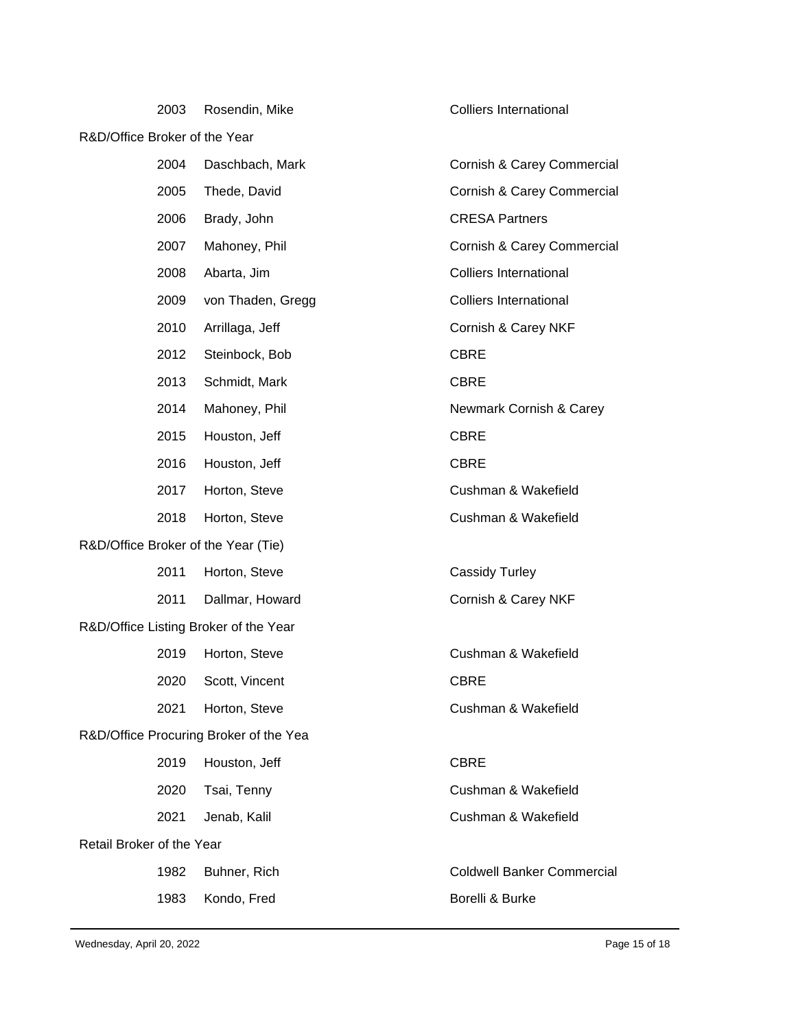| | | |
|---|---|---|
| 2003 | Rosendin, Mike | Colliers International |

R&D/Office Broker of the Year

| | | |
|---|---|---|
| 2004 | Daschbach, Mark | Cornish & Carey Commercial |
| 2005 | Thede, David | Cornish & Carey Commercial |
| 2006 | Brady, John | CRESA Partners |
| 2007 | Mahoney, Phil | Cornish & Carey Commercial |
| 2008 | Abarta, Jim | Colliers International |
| 2009 | von Thaden, Gregg | Colliers International |
| 2010 | Arrillaga, Jeff | Cornish & Carey NKF |
| 2012 | Steinbock, Bob | CBRE |
| 2013 | Schmidt, Mark | CBRE |
| 2014 | Mahoney, Phil | Newmark Cornish & Carey |
| 2015 | Houston, Jeff | CBRE |
| 2016 | Houston, Jeff | CBRE |
| 2017 | Horton, Steve | Cushman & Wakefield |
| 2018 | Horton, Steve | Cushman & Wakefield |

R&D/Office Broker of the Year (Tie)

| | | |
|---|---|---|
| 2011 | Horton, Steve | Cassidy Turley |
| 2011 | Dallmar, Howard | Cornish & Carey NKF |

R&D/Office Listing Broker of the Year

| | | |
|---|---|---|
| 2019 | Horton, Steve | Cushman & Wakefield |
| 2020 | Scott, Vincent | CBRE |
| 2021 | Horton, Steve | Cushman & Wakefield |

R&D/Office Procuring Broker of the Yea

| | | |
|---|---|---|
| 2019 | Houston, Jeff | CBRE |
| 2020 | Tsai, Tenny | Cushman & Wakefield |
| 2021 | Jenab, Kalil | Cushman & Wakefield |

Retail Broker of the Year

| | | |
|---|---|---|
| 1982 | Buhner, Rich | Coldwell Banker Commercial |
| 1983 | Kondo, Fred | Borelli & Burke |

Wednesday, April 20, 2022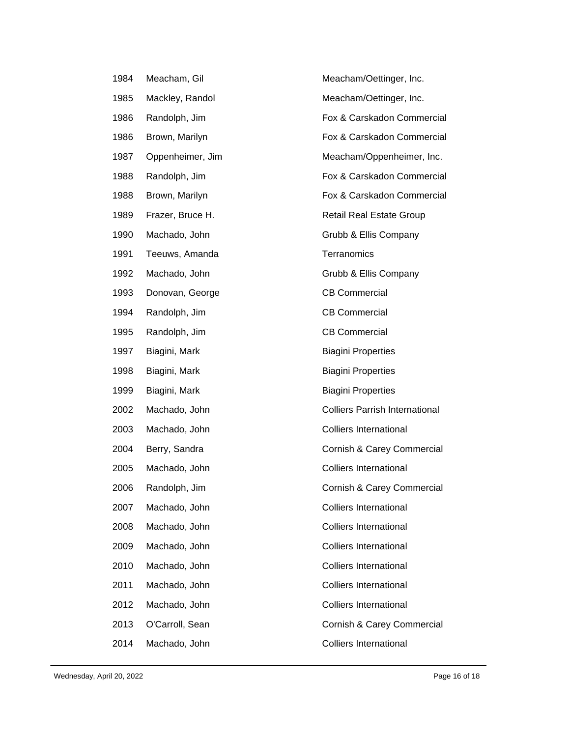| | | |
|---|---|---|
| 1984 | Meacham, Gil | Meacham/Oettinger, Inc. |
| 1985 | Mackley, Randol | Meacham/Oettinger, Inc. |
| 1986 | Randolph, Jim | Fox & Carskadon Commercial |
| 1986 | Brown, Marilyn | Fox & Carskadon Commercial |
| 1987 | Oppenheimer, Jim | Meacham/Oppenheimer, Inc. |
| 1988 | Randolph, Jim | Fox & Carskadon Commercial |
| 1988 | Brown, Marilyn | Fox & Carskadon Commercial |
| 1989 | Frazer, Bruce H. | Retail Real Estate Group |
| 1990 | Machado, John | Grubb & Ellis Company |
| 1991 | Teeuws, Amanda | Terranomics |
| 1992 | Machado, John | Grubb & Ellis Company |
| 1993 | Donovan, George | CB Commercial |
| 1994 | Randolph, Jim | CB Commercial |
| 1995 | Randolph, Jim | CB Commercial |
| 1997 | Biagini, Mark | Biagini Properties |
| 1998 | Biagini, Mark | Biagini Properties |
| 1999 | Biagini, Mark | Biagini Properties |
| 2002 | Machado, John | Colliers Parrish International |
| 2003 | Machado, John | Colliers International |
| 2004 | Berry, Sandra | Cornish & Carey Commercial |
| 2005 | Machado, John | Colliers International |
| 2006 | Randolph, Jim | Cornish & Carey Commercial |
| 2007 | Machado, John | Colliers International |
| 2008 | Machado, John | Colliers International |
| 2009 | Machado, John | Colliers International |
| 2010 | Machado, John | Colliers International |
| 2011 | Machado, John | Colliers International |
| 2012 | Machado, John | Colliers International |
| 2013 | O'Carroll, Sean | Cornish & Carey Commercial |
| 2014 | Machado, John | Colliers International |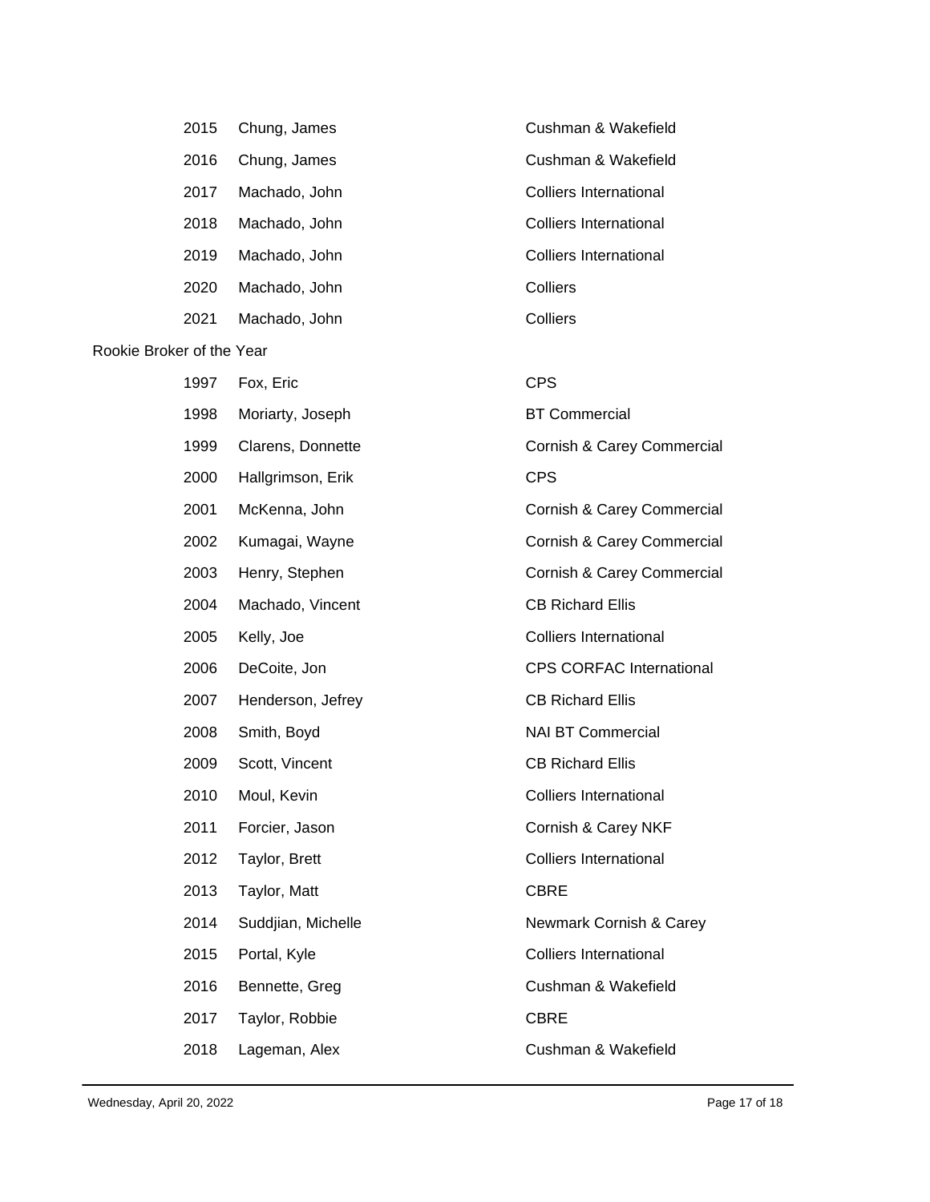| | | |
|---|---|---|
| 2015 | Chung, James | Cushman & Wakefield |
| 2016 | Chung, James | Cushman & Wakefield |
| 2017 | Machado, John | Colliers International |
| 2018 | Machado, John | Colliers International |
| 2019 | Machado, John | Colliers International |
| 2020 | Machado, John | Colliers |
| 2021 | Machado, John | Colliers |

Rookie Broker of the Year

| | | |
|---|---|---|
| 1997 | Fox, Eric | CPS |
| 1998 | Moriarty, Joseph | BT Commercial |
| 1999 | Clarens, Donnette | Cornish & Carey Commercial |
| 2000 | Hallgrimson, Erik | CPS |
| 2001 | McKenna, John | Cornish & Carey Commercial |
| 2002 | Kumagai, Wayne | Cornish & Carey Commercial |
| 2003 | Henry, Stephen | Cornish & Carey Commercial |
| 2004 | Machado, Vincent | CB Richard Ellis |
| 2005 | Kelly, Joe | Colliers International |
| 2006 | DeCoite, Jon | CPS CORFAC International |
| 2007 | Henderson, Jefrey | CB Richard Ellis |
| 2008 | Smith, Boyd | NAI BT Commercial |
| 2009 | Scott, Vincent | CB Richard Ellis |
| 2010 | Moul, Kevin | Colliers International |
| 2011 | Forcier, Jason | Cornish & Carey NKF |
| 2012 | Taylor, Brett | Colliers International |
| 2013 | Taylor, Matt | CBRE |
| 2014 | Suddjian, Michelle | Newmark Cornish & Carey |
| 2015 | Portal, Kyle | Colliers International |
| 2016 | Bennette, Greg | Cushman & Wakefield |
| 2017 | Taylor, Robbie | CBRE |
| 2018 | Lageman, Alex | Cushman & Wakefield |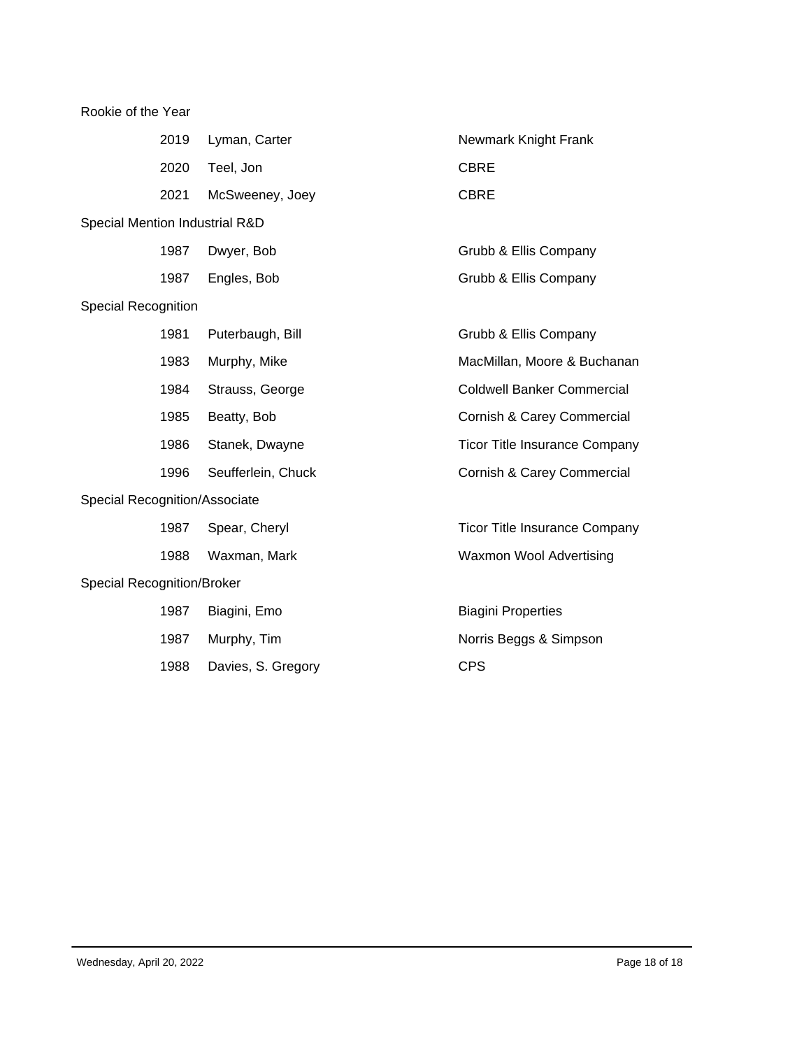Rookie of the Year

| | | |
|---|---|---|
| 2019 | Lyman, Carter | Newmark Knight Frank |
| 2020 | Teel, Jon | CBRE |
| 2021 | McSweeney, Joey | CBRE |

Special Mention Industrial R&D

| | | |
|---|---|---|
| 1987 | Dwyer, Bob | Grubb & Ellis Company |
| 1987 | Engles, Bob | Grubb & Ellis Company |

Special Recognition

| | | |
|---|---|---|
| 1981 | Puterbaugh, Bill | Grubb & Ellis Company |
| 1983 | Murphy, Mike | MacMillan, Moore & Buchanan |
| 1984 | Strauss, George | Coldwell Banker Commercial |
| 1985 | Beatty, Bob | Cornish & Carey Commercial |
| 1986 | Stanek, Dwayne | Ticor Title Insurance Company |
| 1996 | Seufferlein, Chuck | Cornish & Carey Commercial |

Special Recognition/Associate

| | | |
|---|---|---|
| 1987 | Spear, Cheryl | Ticor Title Insurance Company |
| 1988 | Waxman, Mark | Waxmon Wool Advertising |

Special Recognition/Broker

| | | |
|---|---|---|
| 1987 | Biagini, Emo | Biagini Properties |
| 1987 | Murphy, Tim | Norris Beggs & Simpson |
| 1988 | Davies, S. Gregory | CPS |